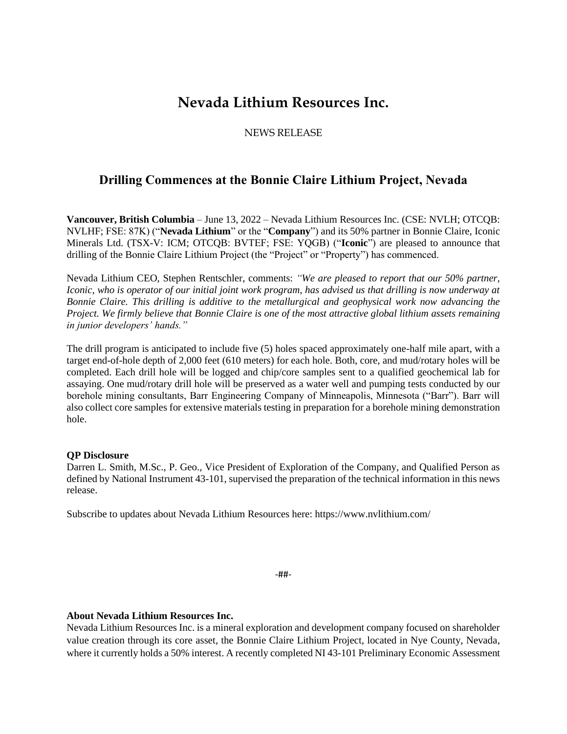# Nevada Lithium Resources Inc.

NEWS RELEASE

## Drilling Commences at the Bonnie Claire Lithium Project, Nevada

**Vancouver, British Columbia** – June 13, 2022 – Nevada Lithium Resources Inc. (CSE: NVLH; OTCQB: NVLHF; FSE: 87K) ("**Nevada Lithium**" or the "**Company**") and its 50% partner in Bonnie Claire, Iconic Minerals Ltd. (TSX-V: ICM; OTCQB: BVTEF; FSE: YQGB) ("**Iconic**") are pleased to announce that drilling of the Bonnie Claire Lithium Project (the "Project" or "Property") has commenced.

Nevada Lithium CEO, Stephen Rentschler, comments: *"We are pleased to report that our 50% partner, Iconic, who is operator of our initial joint work program, has advised us that drilling is now underway at Bonnie Claire. This drilling is additive to the metallurgical and geophysical work now advancing the Project. We firmly believe that Bonnie Claire is one of the most attractive global lithium assets remaining in junior developers' hands."*

The drill program is anticipated to include five (5) holes spaced approximately one-half mile apart, with a target end-of-hole depth of 2,000 feet (610 meters) for each hole. Both, core, and mud/rotary holes will be completed. Each drill hole will be logged and chip/core samples sent to a qualified geochemical lab for assaying. One mud/rotary drill hole will be preserved as a water well and pumping tests conducted by our borehole mining consultants, Barr Engineering Company of Minneapolis, Minnesota ("Barr"). Barr will also collect core samples for extensive materials testing in preparation for a borehole mining demonstration hole.

**QP Disclosure**

Darren L. Smith, M.Sc., P. Geo., Vice President of Exploration of the Company, and Qualified Person as defined by National Instrument 43-101, supervised the preparation of the technical information in this news release.

Subscribe to updates about Nevada Lithium Resources here: https://www.nvlithium.com/

-##-

**About Nevada Lithium Resources Inc.**

Nevada Lithium Resources Inc. is a mineral exploration and development company focused on shareholder value creation through its core asset, the Bonnie Claire Lithium Project, located in Nye County, Nevada, where it currently holds a 50% interest. A recently completed NI 43-101 Preliminary Economic Assessment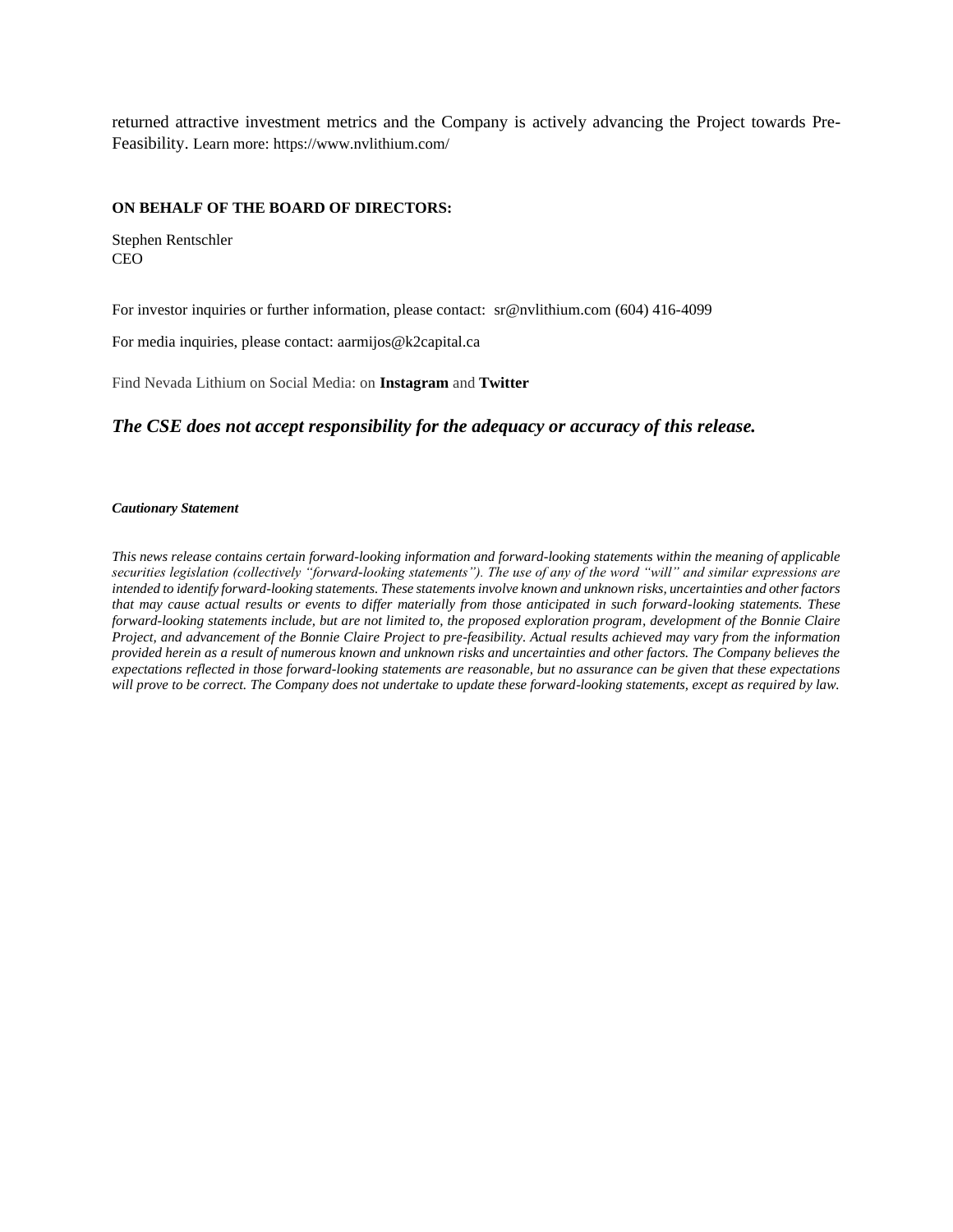returned attractive investment metrics and the Company is actively advancing the Project towards Pre-Feasibility. Learn more: https://www.nvlithium.com/

**ON BEHALF OF THE BOARD OF DIRECTORS:**

Stephen Rentschler
CEO

For investor inquiries or further information, please contact: sr@nvlithium.com (604) 416-4099

For media inquiries, please contact: aarmijos@k2capital.ca

Find Nevada Lithium on Social Media: on **Instagram** and **Twitter**

***The CSE does not accept responsibility for the adequacy or accuracy of this release.***

***Cautionary Statement***

*This news release contains certain forward-looking information and forward-looking statements within the meaning of applicable securities legislation (collectively "forward-looking statements"). The use of any of the word "will" and similar expressions are intended to identify forward-looking statements. These statements involve known and unknown risks, uncertainties and other factors that may cause actual results or events to differ materially from those anticipated in such forward-looking statements. These forward-looking statements include, but are not limited to, the proposed exploration program, development of the Bonnie Claire Project, and advancement of the Bonnie Claire Project to pre-feasibility. Actual results achieved may vary from the information provided herein as a result of numerous known and unknown risks and uncertainties and other factors. The Company believes the expectations reflected in those forward-looking statements are reasonable, but no assurance can be given that these expectations will prove to be correct. The Company does not undertake to update these forward-looking statements, except as required by law.*